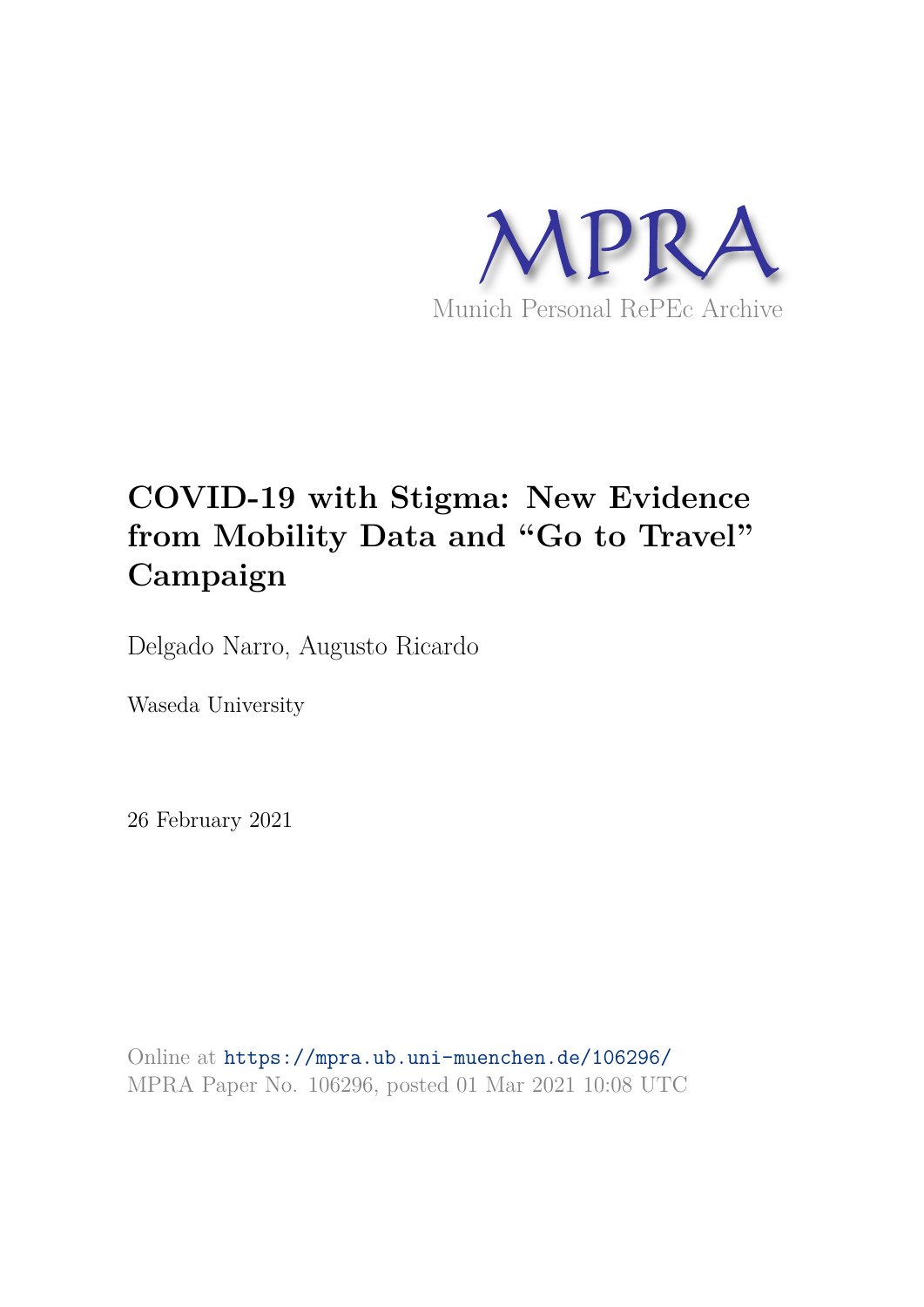MPRA

Munich Personal RePEc Archive

# COVID-19 with Stigma: New Evidence from Mobility Data and "Go to Travel" Campaign

Delgado Narro, Augusto Ricardo

Waseda University

26 February 2021

Online at https://mpra.ub.uni-muenchen.de/106296/
MPRA Paper No. 106296, posted 01 Mar 2021 10:08 UTC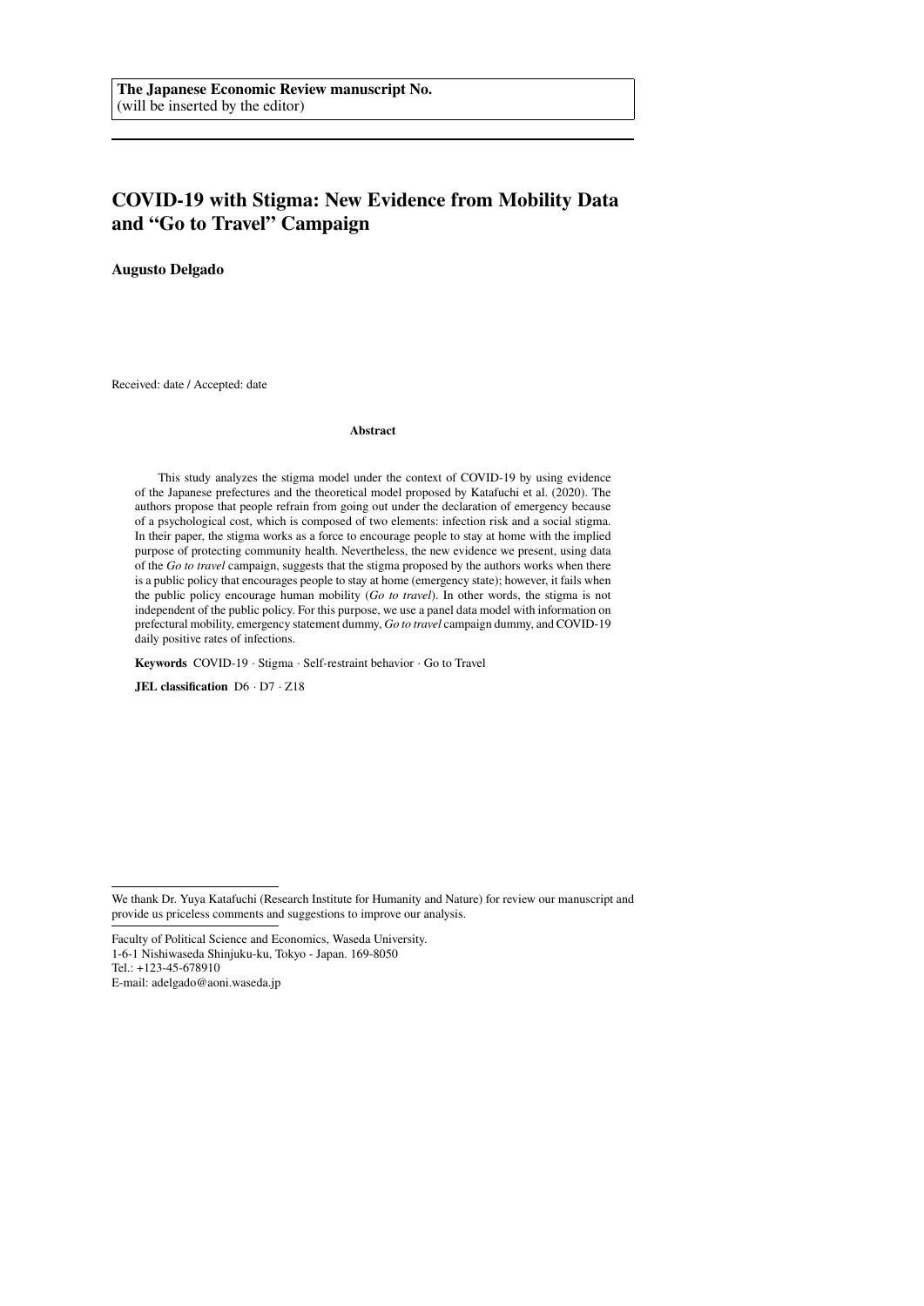The Japanese Economic Review manuscript No.
(will be inserted by the editor)

# COVID-19 with Stigma: New Evidence from Mobility Data and "Go to Travel" Campaign

**Augusto Delgado**

Received: date / Accepted: date

**Abstract**

This study analyzes the stigma model under the context of COVID-19 by using evidence of the Japanese prefectures and the theoretical model proposed by Katafuchi et al. (2020). The authors propose that people refrain from going out under the declaration of emergency because of a psychological cost, which is composed of two elements: infection risk and a social stigma. In their paper, the stigma works as a force to encourage people to stay at home with the implied purpose of protecting community health. Nevertheless, the new evidence we present, using data of the *Go to travel* campaign, suggests that the stigma proposed by the authors works when there is a public policy that encourages people to stay at home (emergency state); however, it fails when the public policy encourage human mobility (*Go to travel*). In other words, the stigma is not independent of the public policy. For this purpose, we use a panel data model with information on prefectural mobility, emergency statement dummy, *Go to travel* campaign dummy, and COVID-19 daily positive rates of infections.

**Keywords** COVID-19 · Stigma · Self-restraint behavior · Go to Travel

**JEL classification** D6 · D7 · Z18

---

We thank Dr. Yuya Katafuchi (Research Institute for Humanity and Nature) for review our manuscript and provide us priceless comments and suggestions to improve our analysis.

---

Faculty of Political Science and Economics, Waseda University.
1-6-1 Nishiwaseda Shinjuku-ku, Tokyo - Japan. 169-8050
Tel.: +123-45-678910
E-mail: adelgado@aoni.waseda.jp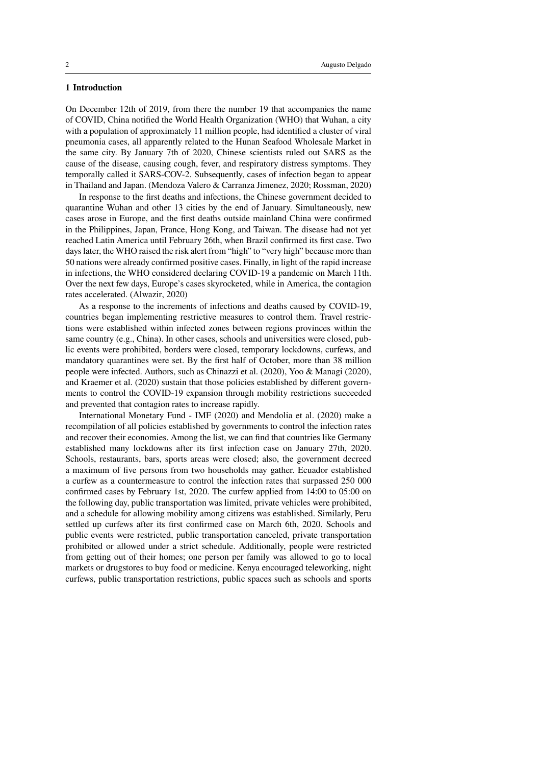## 1 Introduction

On December 12th of 2019, from there the number 19 that accompanies the name of COVID, China notified the World Health Organization (WHO) that Wuhan, a city with a population of approximately 11 million people, had identified a cluster of viral pneumonia cases, all apparently related to the Hunan Seafood Wholesale Market in the same city. By January 7th of 2020, Chinese scientists ruled out SARS as the cause of the disease, causing cough, fever, and respiratory distress symptoms. They temporally called it SARS-COV-2. Subsequently, cases of infection began to appear in Thailand and Japan. (Mendoza Valero & Carranza Jimenez, 2020; Rossman, 2020)

In response to the first deaths and infections, the Chinese government decided to quarantine Wuhan and other 13 cities by the end of January. Simultaneously, new cases arose in Europe, and the first deaths outside mainland China were confirmed in the Philippines, Japan, France, Hong Kong, and Taiwan. The disease had not yet reached Latin America until February 26th, when Brazil confirmed its first case. Two days later, the WHO raised the risk alert from "high" to "very high" because more than 50 nations were already confirmed positive cases. Finally, in light of the rapid increase in infections, the WHO considered declaring COVID-19 a pandemic on March 11th. Over the next few days, Europe's cases skyrocketed, while in America, the contagion rates accelerated. (Alwazir, 2020)

As a response to the increments of infections and deaths caused by COVID-19, countries began implementing restrictive measures to control them. Travel restrictions were established within infected zones between regions provinces within the same country (e.g., China). In other cases, schools and universities were closed, public events were prohibited, borders were closed, temporary lockdowns, curfews, and mandatory quarantines were set. By the first half of October, more than 38 million people were infected. Authors, such as Chinazzi et al. (2020), Yoo & Managi (2020), and Kraemer et al. (2020) sustain that those policies established by different governments to control the COVID-19 expansion through mobility restrictions succeeded and prevented that contagion rates to increase rapidly.

International Monetary Fund - IMF (2020) and Mendolia et al. (2020) make a recompilation of all policies established by governments to control the infection rates and recover their economies. Among the list, we can find that countries like Germany established many lockdowns after its first infection case on January 27th, 2020. Schools, restaurants, bars, sports areas were closed; also, the government decreed a maximum of five persons from two households may gather. Ecuador established a curfew as a countermeasure to control the infection rates that surpassed 250 000 confirmed cases by February 1st, 2020. The curfew applied from 14:00 to 05:00 on the following day, public transportation was limited, private vehicles were prohibited, and a schedule for allowing mobility among citizens was established. Similarly, Peru settled up curfews after its first confirmed case on March 6th, 2020. Schools and public events were restricted, public transportation canceled, private transportation prohibited or allowed under a strict schedule. Additionally, people were restricted from getting out of their homes; one person per family was allowed to go to local markets or drugstores to buy food or medicine. Kenya encouraged teleworking, night curfews, public transportation restrictions, public spaces such as schools and sports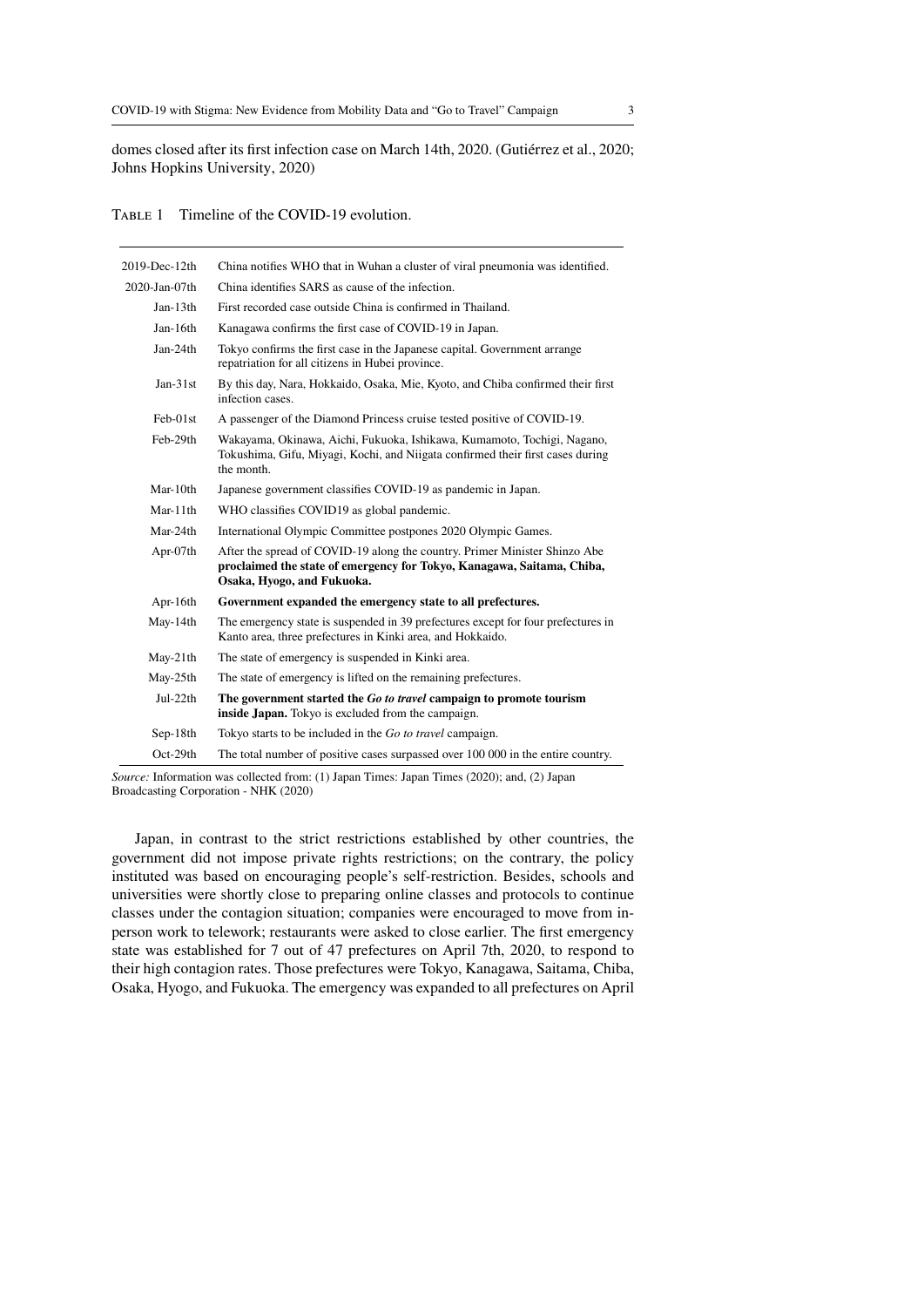domes closed after its first infection case on March 14th, 2020. (Gutiérrez et al., 2020; Johns Hopkins University, 2020)

Table 1 Timeline of the COVID-19 evolution.

| | |
|---|---|
| 2019-Dec-12th | China notifies WHO that in Wuhan a cluster of viral pneumonia was identified. |
| 2020-Jan-07th | China identifies SARS as cause of the infection. |
| Jan-13th | First recorded case outside China is confirmed in Thailand. |
| Jan-16th | Kanagawa confirms the first case of COVID-19 in Japan. |
| Jan-24th | Tokyo confirms the first case in the Japanese capital. Government arrange repatriation for all citizens in Hubei province. |
| Jan-31st | By this day, Nara, Hokkaido, Osaka, Mie, Kyoto, and Chiba confirmed their first infection cases. |
| Feb-01st | A passenger of the Diamond Princess cruise tested positive of COVID-19. |
| Feb-29th | Wakayama, Okinawa, Aichi, Fukuoka, Ishikawa, Kumamoto, Tochigi, Nagano, Tokushima, Gifu, Miyagi, Kochi, and Niigata confirmed their first cases during the month. |
| Mar-10th | Japanese government classifies COVID-19 as pandemic in Japan. |
| Mar-11th | WHO classifies COVID19 as global pandemic. |
| Mar-24th | International Olympic Committee postpones 2020 Olympic Games. |
| Apr-07th | After the spread of COVID-19 along the country. Primer Minister Shinzo Abe **proclaimed the state of emergency for Tokyo, Kanagawa, Saitama, Chiba, Osaka, Hyogo, and Fukuoka.** |
| Apr-16th | **Government expanded the emergency state to all prefectures.** |
| May-14th | The emergency state is suspended in 39 prefectures except for four prefectures in Kanto area, three prefectures in Kinki area, and Hokkaido. |
| May-21th | The state of emergency is suspended in Kinki area. |
| May-25th | The state of emergency is lifted on the remaining prefectures. |
| Jul-22th | **The government started the *Go to travel* campaign to promote tourism inside Japan.** Tokyo is excluded from the campaign. |
| Sep-18th | Tokyo starts to be included in the *Go to travel* campaign. |
| Oct-29th | The total number of positive cases surpassed over 100 000 in the entire country. |

*Source:* Information was collected from: (1) Japan Times: Japan Times (2020); and, (2) Japan Broadcasting Corporation - NHK (2020)

Japan, in contrast to the strict restrictions established by other countries, the government did not impose private rights restrictions; on the contrary, the policy instituted was based on encouraging people's self-restriction. Besides, schools and universities were shortly close to preparing online classes and protocols to continue classes under the contagion situation; companies were encouraged to move from in-person work to telework; restaurants were asked to close earlier. The first emergency state was established for 7 out of 47 prefectures on April 7th, 2020, to respond to their high contagion rates. Those prefectures were Tokyo, Kanagawa, Saitama, Chiba, Osaka, Hyogo, and Fukuoka. The emergency was expanded to all prefectures on April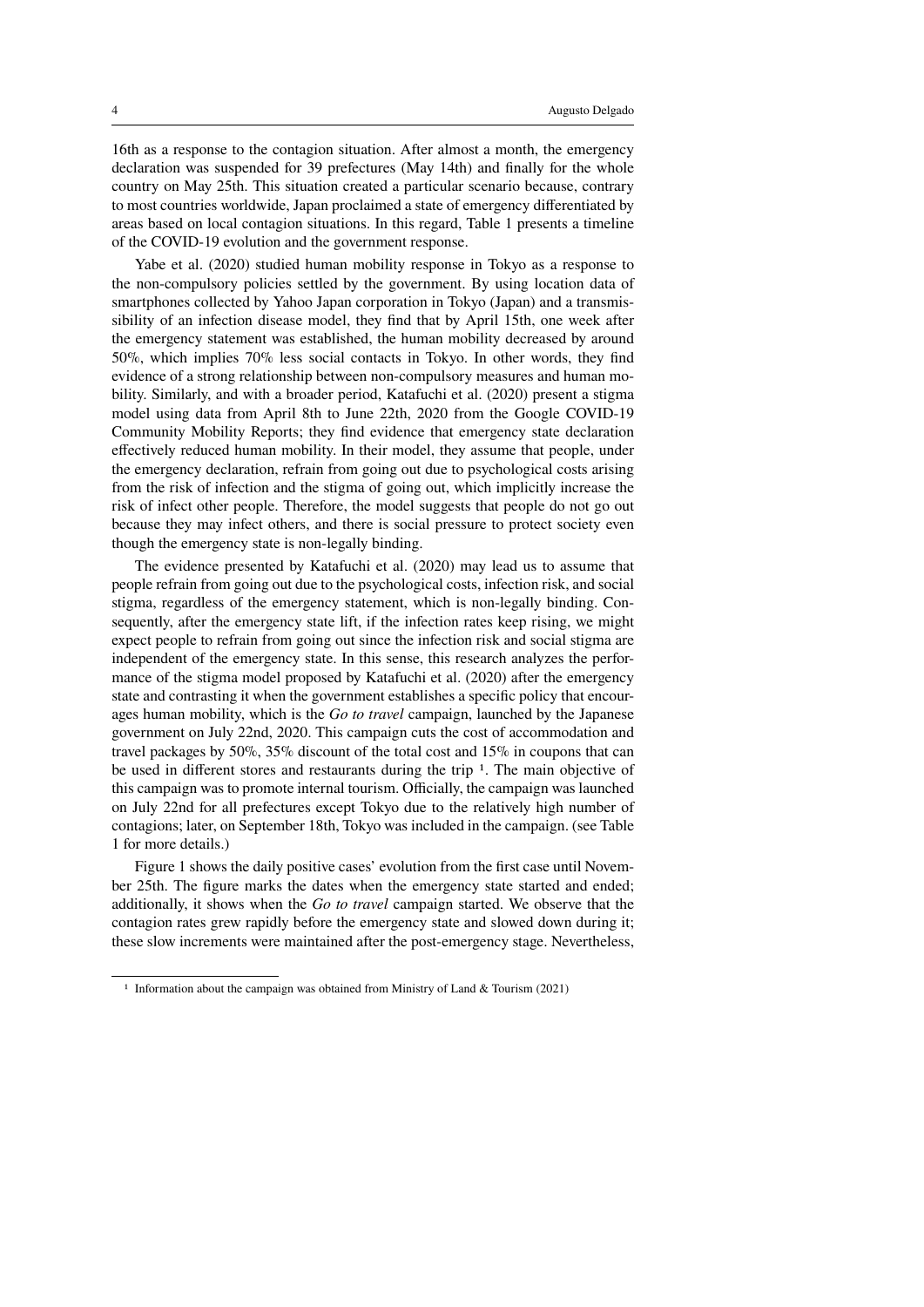16th as a response to the contagion situation. After almost a month, the emergency declaration was suspended for 39 prefectures (May 14th) and finally for the whole country on May 25th. This situation created a particular scenario because, contrary to most countries worldwide, Japan proclaimed a state of emergency differentiated by areas based on local contagion situations. In this regard, Table 1 presents a timeline of the COVID-19 evolution and the government response.

Yabe et al. (2020) studied human mobility response in Tokyo as a response to the non-compulsory policies settled by the government. By using location data of smartphones collected by Yahoo Japan corporation in Tokyo (Japan) and a transmissibility of an infection disease model, they find that by April 15th, one week after the emergency statement was established, the human mobility decreased by around 50%, which implies 70% less social contacts in Tokyo. In other words, they find evidence of a strong relationship between non-compulsory measures and human mobility. Similarly, and with a broader period, Katafuchi et al. (2020) present a stigma model using data from April 8th to June 22th, 2020 from the Google COVID-19 Community Mobility Reports; they find evidence that emergency state declaration effectively reduced human mobility. In their model, they assume that people, under the emergency declaration, refrain from going out due to psychological costs arising from the risk of infection and the stigma of going out, which implicitly increase the risk of infect other people. Therefore, the model suggests that people do not go out because they may infect others, and there is social pressure to protect society even though the emergency state is non-legally binding.

The evidence presented by Katafuchi et al. (2020) may lead us to assume that people refrain from going out due to the psychological costs, infection risk, and social stigma, regardless of the emergency statement, which is non-legally binding. Consequently, after the emergency state lift, if the infection rates keep rising, we might expect people to refrain from going out since the infection risk and social stigma are independent of the emergency state. In this sense, this research analyzes the performance of the stigma model proposed by Katafuchi et al. (2020) after the emergency state and contrasting it when the government establishes a specific policy that encourages human mobility, which is the *Go to travel* campaign, launched by the Japanese government on July 22nd, 2020. This campaign cuts the cost of accommodation and travel packages by 50%, 35% discount of the total cost and 15% in coupons that can be used in different stores and restaurants during the trip [1]. The main objective of this campaign was to promote internal tourism. Officially, the campaign was launched on July 22nd for all prefectures except Tokyo due to the relatively high number of contagions; later, on September 18th, Tokyo was included in the campaign. (see Table 1 for more details.)

Figure 1 shows the daily positive cases' evolution from the first case until November 25th. The figure marks the dates when the emergency state started and ended; additionally, it shows when the *Go to travel* campaign started. We observe that the contagion rates grew rapidly before the emergency state and slowed down during it; these slow increments were maintained after the post-emergency stage. Nevertheless,

[1] Information about the campaign was obtained from Ministry of Land & Tourism (2021)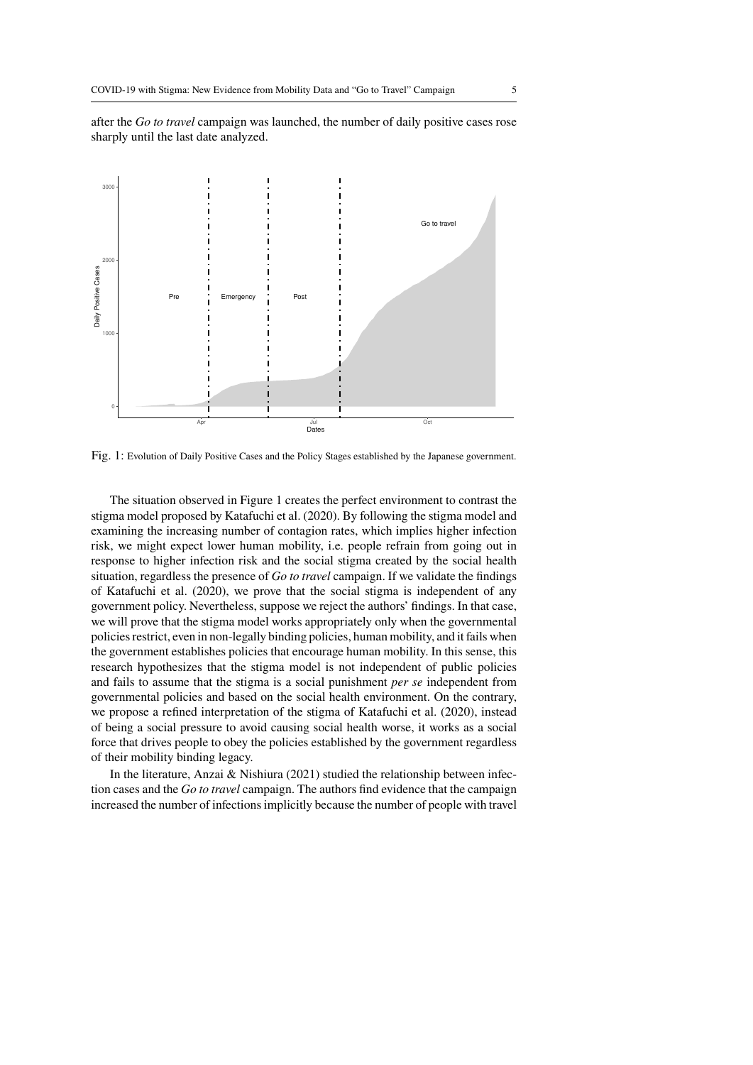after the *Go to travel* campaign was launched, the number of daily positive cases rose sharply until the last date analyzed.

Fig. 1: Evolution of Daily Positive Cases and the Policy Stages established by the Japanese government.

The situation observed in Figure 1 creates the perfect environment to contrast the stigma model proposed by Katafuchi et al. (2020). By following the stigma model and examining the increasing number of contagion rates, which implies higher infection risk, we might expect lower human mobility, i.e. people refrain from going out in response to higher infection risk and the social stigma created by the social health situation, regardless the presence of *Go to travel* campaign. If we validate the findings of Katafuchi et al. (2020), we prove that the social stigma is independent of any government policy. Nevertheless, suppose we reject the authors' findings. In that case, we will prove that the stigma model works appropriately only when the governmental policies restrict, even in non-legally binding policies, human mobility, and it fails when the government establishes policies that encourage human mobility. In this sense, this research hypothesizes that the stigma model is not independent of public policies and fails to assume that the stigma is a social punishment *per se* independent from governmental policies and based on the social health environment. On the contrary, we propose a refined interpretation of the stigma of Katafuchi et al. (2020), instead of being a social pressure to avoid causing social health worse, it works as a social force that drives people to obey the policies established by the government regardless of their mobility binding legacy.

In the literature, Anzai & Nishiura (2021) studied the relationship between infection cases and the *Go to travel* campaign. The authors find evidence that the campaign increased the number of infections implicitly because the number of people with travel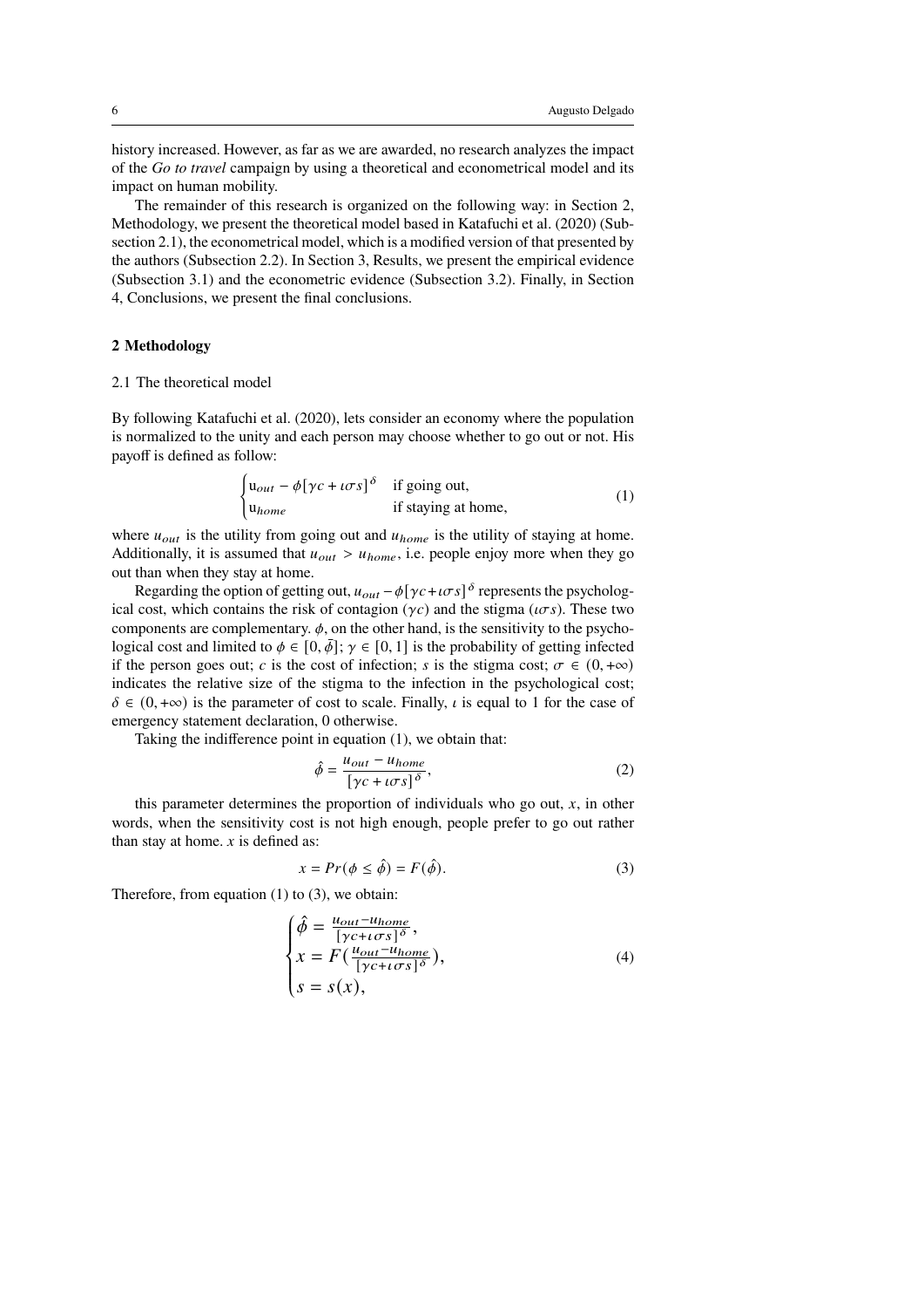history increased. However, as far as we are awarded, no research analyzes the impact of the *Go to travel* campaign by using a theoretical and econometrical model and its impact on human mobility.

The remainder of this research is organized on the following way: in Section 2, Methodology, we present the theoretical model based in Katafuchi et al. (2020) (Subsection 2.1), the econometrical model, which is a modified version of that presented by the authors (Subsection 2.2). In Section 3, Results, we present the empirical evidence (Subsection 3.1) and the econometric evidence (Subsection 3.2). Finally, in Section 4, Conclusions, we present the final conclusions.

## 2 Methodology

### 2.1 The theoretical model

By following Katafuchi et al. (2020), lets consider an economy where the population is normalized to the unity and each person may choose whether to go out or not. His payoff is defined as follow:

$$\begin{cases} \mathrm{u}_{out} - \phi[\gamma c + \iota\sigma s]^{\delta} & \text{if going out,} \\ \mathrm{u}_{home} & \text{if staying at home,} \end{cases} \tag{1}$$

where $u_{out}$ is the utility from going out and $u_{home}$ is the utility of staying at home. Additionally, it is assumed that $u_{out} > u_{home}$, i.e. people enjoy more when they go out than when they stay at home.

Regarding the option of getting out, $u_{out} - \phi[\gamma c + \iota\sigma s]^{\delta}$ represents the psychological cost, which contains the risk of contagion ($\gamma c$) and the stigma ($\iota\sigma s$). These two components are complementary. $\phi$, on the other hand, is the sensitivity to the psychological cost and limited to $\phi \in [0, \bar{\phi}]$; $\gamma \in [0, 1]$ is the probability of getting infected if the person goes out; $c$ is the cost of infection; $s$ is the stigma cost; $\sigma \in (0, +\infty)$ indicates the relative size of the stigma to the infection in the psychological cost; $\delta \in (0, +\infty)$ is the parameter of cost to scale. Finally, $\iota$ is equal to 1 for the case of emergency statement declaration, 0 otherwise.

Taking the indifference point in equation (1), we obtain that:

$$\hat{\phi} = \frac{u_{out} - u_{home}}{[\gamma c + \iota\sigma s]^{\delta}}, \tag{2}$$

this parameter determines the proportion of individuals who go out, $x$, in other words, when the sensitivity cost is not high enough, people prefer to go out rather than stay at home. $x$ is defined as:

$$x = Pr(\phi \leq \hat{\phi}) = F(\hat{\phi}). \tag{3}$$

Therefore, from equation (1) to (3), we obtain:

$$\begin{cases} \hat{\phi} = \frac{u_{out} - u_{home}}{[\gamma c + \iota\sigma s]^{\delta}}, \\ x = F(\frac{u_{out} - u_{home}}{[\gamma c + \iota\sigma s]^{\delta}}), \\ s = s(x), \end{cases} \tag{4}$$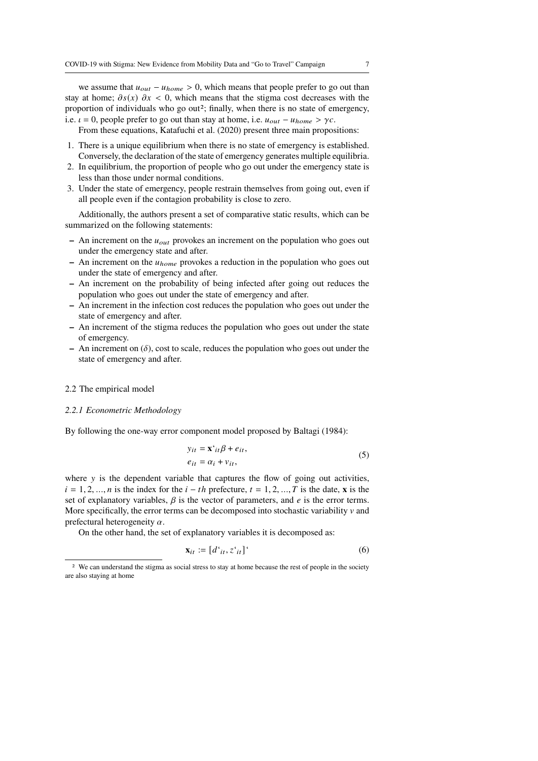we assume that $u_{out} - u_{home} > 0$, which means that people prefer to go out than stay at home; $\partial s(x)\ \partial x < 0$, which means that the stigma cost decreases with the proportion of individuals who go out[2]; finally, when there is no state of emergency, i.e. $\iota = 0$, people prefer to go out than stay at home, i.e. $u_{out} - u_{home} > \gamma c$.

From these equations, Katafuchi et al. (2020) present three main propositions:

1. There is a unique equilibrium when there is no state of emergency is established. Conversely, the declaration of the state of emergency generates multiple equilibria.
2. In equilibrium, the proportion of people who go out under the emergency state is less than those under normal conditions.
3. Under the state of emergency, people restrain themselves from going out, even if all people even if the contagion probability is close to zero.

Additionally, the authors present a set of comparative static results, which can be summarized on the following statements:

- An increment on the $u_{out}$ provokes an increment on the population who goes out under the emergency state and after.
- An increment on the $u_{home}$ provokes a reduction in the population who goes out under the state of emergency and after.
- An increment on the probability of being infected after going out reduces the population who goes out under the state of emergency and after.
- An increment in the infection cost reduces the population who goes out under the state of emergency and after.
- An increment of the stigma reduces the population who goes out under the state of emergency.
- An increment on ($\delta$), cost to scale, reduces the population who goes out under the state of emergency and after.

## 2.2 The empirical model

### *2.2.1 Econometric Methodology*

By following the one-way error component model proposed by Baltagi (1984):

$$
\begin{aligned}
y_{it} &= \mathbf{x}`_{it}\beta + e_{it}, \\
e_{it} &= \alpha_i + v_{it},
\end{aligned}
\tag{5}
$$

where $y$ is the dependent variable that captures the flow of going out activities, $i = 1, 2, ..., n$ is the index for the $i - th$ prefecture, $t = 1, 2, ..., T$ is the date, $\mathbf{x}$ is the set of explanatory variables, $\beta$ is the vector of parameters, and $e$ is the error terms. More specifically, the error terms can be decomposed into stochastic variability $v$ and prefectural heterogeneity $\alpha$.

On the other hand, the set of explanatory variables it is decomposed as:

$$
\mathbf{x}_{it} := [d`_{it}, z`_{it}]`
\tag{6}
$$

[2] We can understand the stigma as social stress to stay at home because the rest of people in the society are also staying at home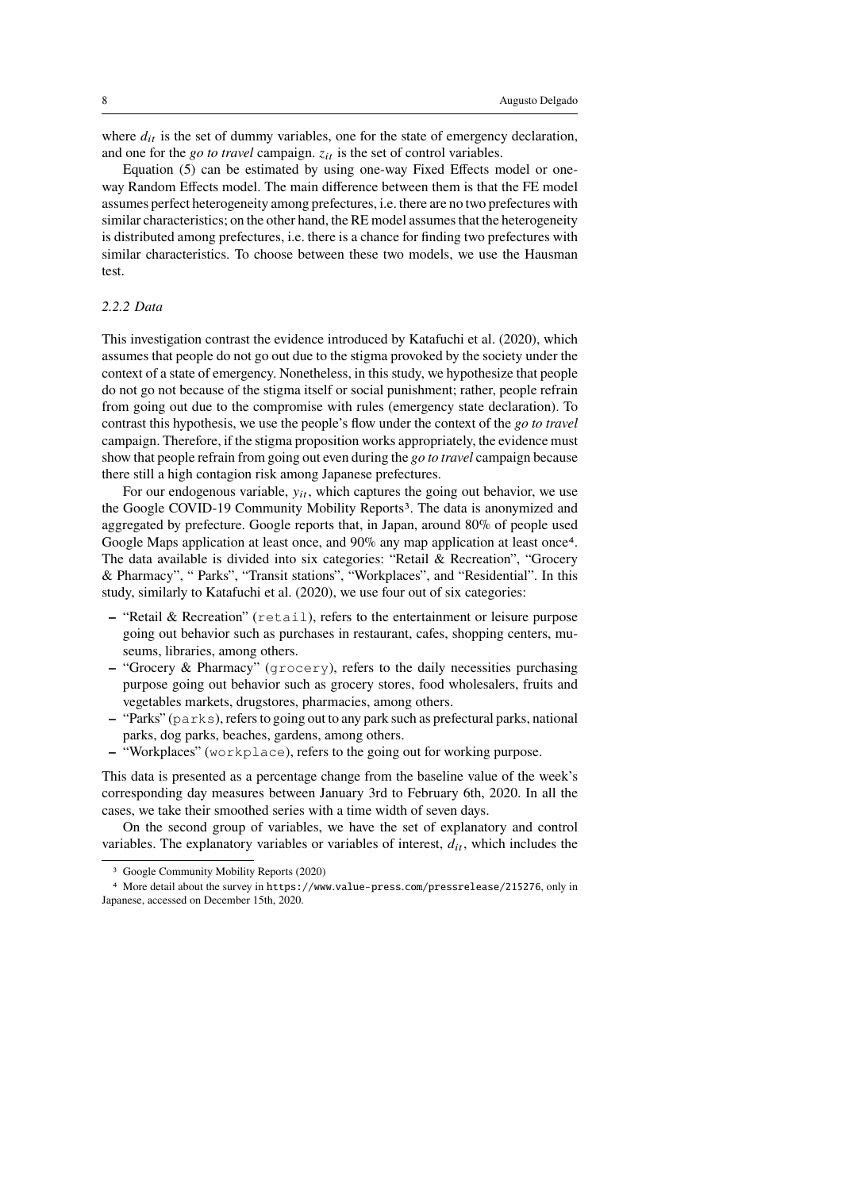where $d_{it}$ is the set of dummy variables, one for the state of emergency declaration, and one for the *go to travel* campaign. $z_{it}$ is the set of control variables.

Equation (5) can be estimated by using one-way Fixed Effects model or one-way Random Effects model. The main difference between them is that the FE model assumes perfect heterogeneity among prefectures, i.e. there are no two prefectures with similar characteristics; on the other hand, the RE model assumes that the heterogeneity is distributed among prefectures, i.e. there is a chance for finding two prefectures with similar characteristics. To choose between these two models, we use the Hausman test.

### *2.2.2 Data*

This investigation contrast the evidence introduced by Katafuchi et al. (2020), which assumes that people do not go out due to the stigma provoked by the society under the context of a state of emergency. Nonetheless, in this study, we hypothesize that people do not go not because of the stigma itself or social punishment; rather, people refrain from going out due to the compromise with rules (emergency state declaration). To contrast this hypothesis, we use the people's flow under the context of the *go to travel* campaign. Therefore, if the stigma proposition works appropriately, the evidence must show that people refrain from going out even during the *go to travel* campaign because there still a high contagion risk among Japanese prefectures.

For our endogenous variable, $y_{it}$, which captures the going out behavior, we use the Google COVID-19 Community Mobility Reports[3]. The data is anonymized and aggregated by prefecture. Google reports that, in Japan, around 80% of people used Google Maps application at least once, and 90% any map application at least once[4]. The data available is divided into six categories: "Retail & Recreation", "Grocery & Pharmacy", " Parks", "Transit stations", "Workplaces", and "Residential". In this study, similarly to Katafuchi et al. (2020), we use four out of six categories:

- "Retail & Recreation" (`retail`), refers to the entertainment or leisure purpose going out behavior such as purchases in restaurant, cafes, shopping centers, museums, libraries, among others.
- "Grocery & Pharmacy" (`grocery`), refers to the daily necessities purchasing purpose going out behavior such as grocery stores, food wholesalers, fruits and vegetables markets, drugstores, pharmacies, among others.
- "Parks" (`parks`), refers to going out to any park such as prefectural parks, national parks, dog parks, beaches, gardens, among others.
- "Workplaces" (`workplace`), refers to the going out for working purpose.

This data is presented as a percentage change from the baseline value of the week's corresponding day measures between January 3rd to February 6th, 2020. In all the cases, we take their smoothed series with a time width of seven days.

On the second group of variables, we have the set of explanatory and control variables. The explanatory variables or variables of interest, $d_{it}$, which includes the

[3] Google Community Mobility Reports (2020)

[4] More detail about the survey in https://www.value-press.com/pressrelease/215276, only in Japanese, accessed on December 15th, 2020.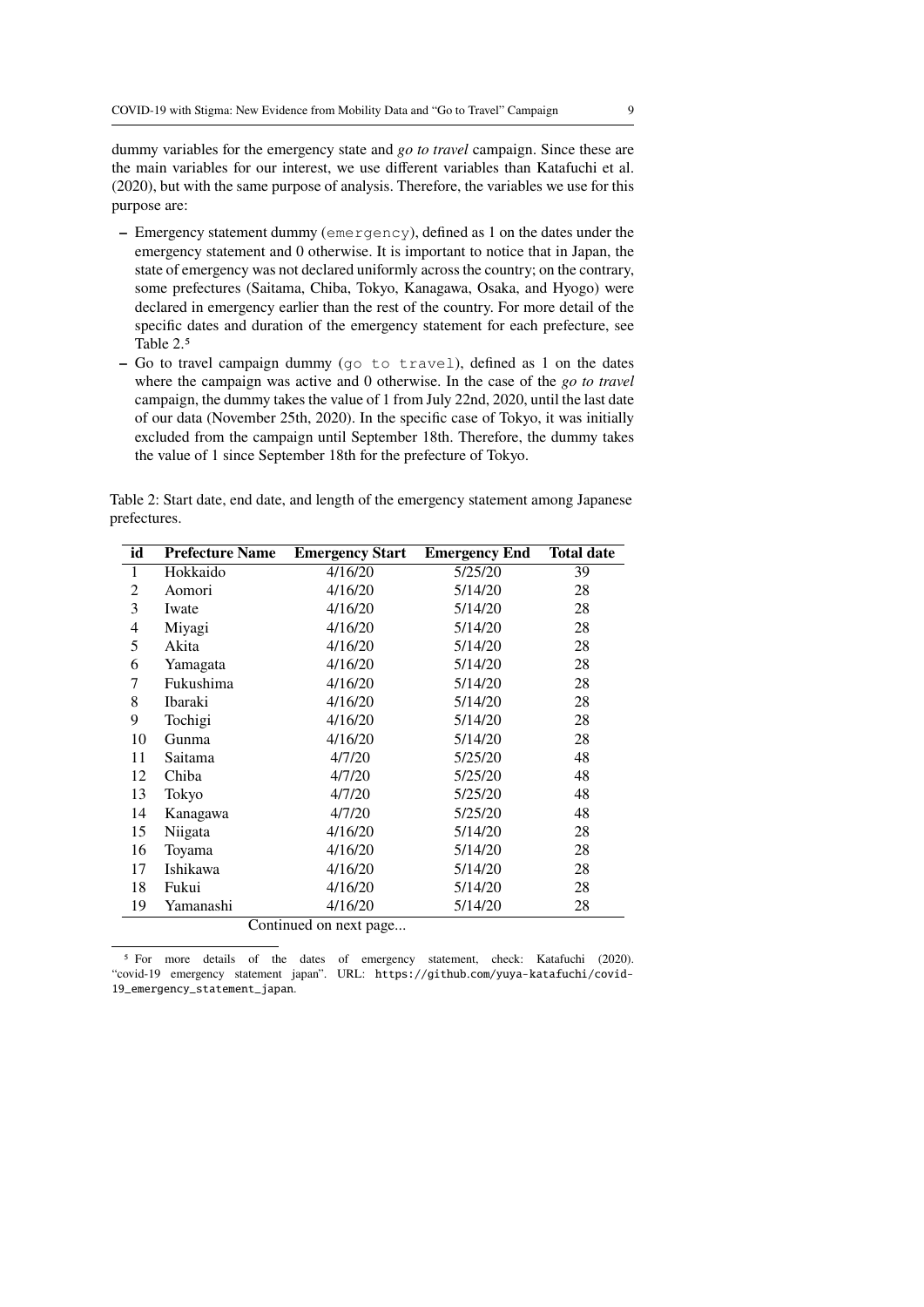dummy variables for the emergency state and *go to travel* campaign. Since these are the main variables for our interest, we use different variables than Katafuchi et al. (2020), but with the same purpose of analysis. Therefore, the variables we use for this purpose are:

- Emergency statement dummy (`emergency`), defined as 1 on the dates under the emergency statement and 0 otherwise. It is important to notice that in Japan, the state of emergency was not declared uniformly across the country; on the contrary, some prefectures (Saitama, Chiba, Tokyo, Kanagawa, Osaka, and Hyogo) were declared in emergency earlier than the rest of the country. For more detail of the specific dates and duration of the emergency statement for each prefecture, see Table 2.[5]
- Go to travel campaign dummy (`go to travel`), defined as 1 on the dates where the campaign was active and 0 otherwise. In the case of the *go to travel* campaign, the dummy takes the value of 1 from July 22nd, 2020, until the last date of our data (November 25th, 2020). In the specific case of Tokyo, it was initially excluded from the campaign until September 18th. Therefore, the dummy takes the value of 1 since September 18th for the prefecture of Tokyo.

Table 2: Start date, end date, and length of the emergency statement among Japanese prefectures.

| id | Prefecture Name | Emergency Start | Emergency End | Total date |
|---|---|---|---|---|
| 1 | Hokkaido | 4/16/20 | 5/25/20 | 39 |
| 2 | Aomori | 4/16/20 | 5/14/20 | 28 |
| 3 | Iwate | 4/16/20 | 5/14/20 | 28 |
| 4 | Miyagi | 4/16/20 | 5/14/20 | 28 |
| 5 | Akita | 4/16/20 | 5/14/20 | 28 |
| 6 | Yamagata | 4/16/20 | 5/14/20 | 28 |
| 7 | Fukushima | 4/16/20 | 5/14/20 | 28 |
| 8 | Ibaraki | 4/16/20 | 5/14/20 | 28 |
| 9 | Tochigi | 4/16/20 | 5/14/20 | 28 |
| 10 | Gunma | 4/16/20 | 5/14/20 | 28 |
| 11 | Saitama | 4/7/20 | 5/25/20 | 48 |
| 12 | Chiba | 4/7/20 | 5/25/20 | 48 |
| 13 | Tokyo | 4/7/20 | 5/25/20 | 48 |
| 14 | Kanagawa | 4/7/20 | 5/25/20 | 48 |
| 15 | Niigata | 4/16/20 | 5/14/20 | 28 |
| 16 | Toyama | 4/16/20 | 5/14/20 | 28 |
| 17 | Ishikawa | 4/16/20 | 5/14/20 | 28 |
| 18 | Fukui | 4/16/20 | 5/14/20 | 28 |
| 19 | Yamanashi | 4/16/20 | 5/14/20 | 28 |

Continued on next page...

[5] For more details of the dates of emergency statement, check: Katafuchi (2020). "covid-19 emergency statement japan". URL: https://github.com/yuya-katafuchi/covid-19_emergency_statement_japan.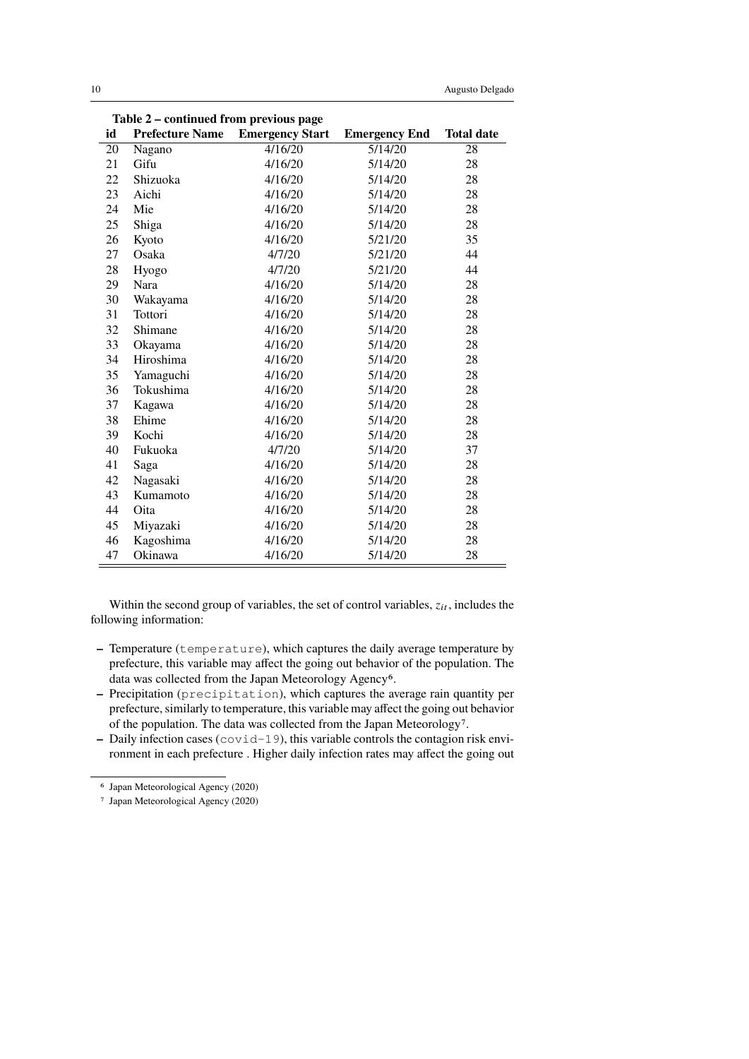**Table 2 – continued from previous page**

| id | Prefecture Name | Emergency Start | Emergency End | Total date |
|---|---|---|---|---|
| 20 | Nagano | 4/16/20 | 5/14/20 | 28 |
| 21 | Gifu | 4/16/20 | 5/14/20 | 28 |
| 22 | Shizuoka | 4/16/20 | 5/14/20 | 28 |
| 23 | Aichi | 4/16/20 | 5/14/20 | 28 |
| 24 | Mie | 4/16/20 | 5/14/20 | 28 |
| 25 | Shiga | 4/16/20 | 5/14/20 | 28 |
| 26 | Kyoto | 4/16/20 | 5/21/20 | 35 |
| 27 | Osaka | 4/7/20 | 5/21/20 | 44 |
| 28 | Hyogo | 4/7/20 | 5/21/20 | 44 |
| 29 | Nara | 4/16/20 | 5/14/20 | 28 |
| 30 | Wakayama | 4/16/20 | 5/14/20 | 28 |
| 31 | Tottori | 4/16/20 | 5/14/20 | 28 |
| 32 | Shimane | 4/16/20 | 5/14/20 | 28 |
| 33 | Okayama | 4/16/20 | 5/14/20 | 28 |
| 34 | Hiroshima | 4/16/20 | 5/14/20 | 28 |
| 35 | Yamaguchi | 4/16/20 | 5/14/20 | 28 |
| 36 | Tokushima | 4/16/20 | 5/14/20 | 28 |
| 37 | Kagawa | 4/16/20 | 5/14/20 | 28 |
| 38 | Ehime | 4/16/20 | 5/14/20 | 28 |
| 39 | Kochi | 4/16/20 | 5/14/20 | 28 |
| 40 | Fukuoka | 4/7/20 | 5/14/20 | 37 |
| 41 | Saga | 4/16/20 | 5/14/20 | 28 |
| 42 | Nagasaki | 4/16/20 | 5/14/20 | 28 |
| 43 | Kumamoto | 4/16/20 | 5/14/20 | 28 |
| 44 | Oita | 4/16/20 | 5/14/20 | 28 |
| 45 | Miyazaki | 4/16/20 | 5/14/20 | 28 |
| 46 | Kagoshima | 4/16/20 | 5/14/20 | 28 |
| 47 | Okinawa | 4/16/20 | 5/14/20 | 28 |

Within the second group of variables, the set of control variables, $z_{it}$, includes the following information:

- Temperature (`temperature`), which captures the daily average temperature by prefecture, this variable may affect the going out behavior of the population. The data was collected from the Japan Meteorology Agency[6].
- Precipitation (`precipitation`), which captures the average rain quantity per prefecture, similarly to temperature, this variable may affect the going out behavior of the population. The data was collected from the Japan Meteorology[7].
- Daily infection cases (`covid-19`), this variable controls the contagion risk environment in each prefecture . Higher daily infection rates may affect the going out

[6] Japan Meteorological Agency (2020)

[7] Japan Meteorological Agency (2020)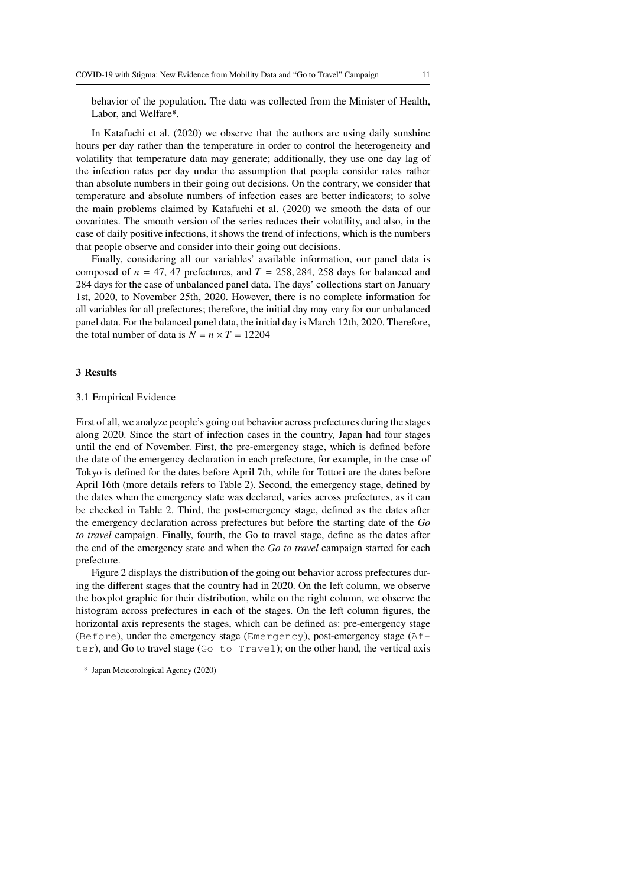behavior of the population. The data was collected from the Minister of Health, Labor, and Welfare[8].

In Katafuchi et al. (2020) we observe that the authors are using daily sunshine hours per day rather than the temperature in order to control the heterogeneity and volatility that temperature data may generate; additionally, they use one day lag of the infection rates per day under the assumption that people consider rates rather than absolute numbers in their going out decisions. On the contrary, we consider that temperature and absolute numbers of infection cases are better indicators; to solve the main problems claimed by Katafuchi et al. (2020) we smooth the data of our covariates. The smooth version of the series reduces their volatility, and also, in the case of daily positive infections, it shows the trend of infections, which is the numbers that people observe and consider into their going out decisions.

Finally, considering all our variables' available information, our panel data is composed of $n = 47$, 47 prefectures, and $T = 258, 284$, 258 days for balanced and 284 days for the case of unbalanced panel data. The days' collections start on January 1st, 2020, to November 25th, 2020. However, there is no complete information for all variables for all prefectures; therefore, the initial day may vary for our unbalanced panel data. For the balanced panel data, the initial day is March 12th, 2020. Therefore, the total number of data is $N = n \times T = 12204$

## 3 Results

### 3.1 Empirical Evidence

First of all, we analyze people's going out behavior across prefectures during the stages along 2020. Since the start of infection cases in the country, Japan had four stages until the end of November. First, the pre-emergency stage, which is defined before the date of the emergency declaration in each prefecture, for example, in the case of Tokyo is defined for the dates before April 7th, while for Tottori are the dates before April 16th (more details refers to Table 2). Second, the emergency stage, defined by the dates when the emergency state was declared, varies across prefectures, as it can be checked in Table 2. Third, the post-emergency stage, defined as the dates after the emergency declaration across prefectures but before the starting date of the *Go to travel* campaign. Finally, fourth, the Go to travel stage, define as the dates after the end of the emergency state and when the *Go to travel* campaign started for each prefecture.

Figure 2 displays the distribution of the going out behavior across prefectures during the different stages that the country had in 2020. On the left column, we observe the boxplot graphic for their distribution, while on the right column, we observe the histogram across prefectures in each of the stages. On the left column figures, the horizontal axis represents the stages, which can be defined as: pre-emergency stage (`Before`), under the emergency stage (`Emergency`), post-emergency stage (`After`), and Go to travel stage (`Go to Travel`); on the other hand, the vertical axis

[8] Japan Meteorological Agency (2020)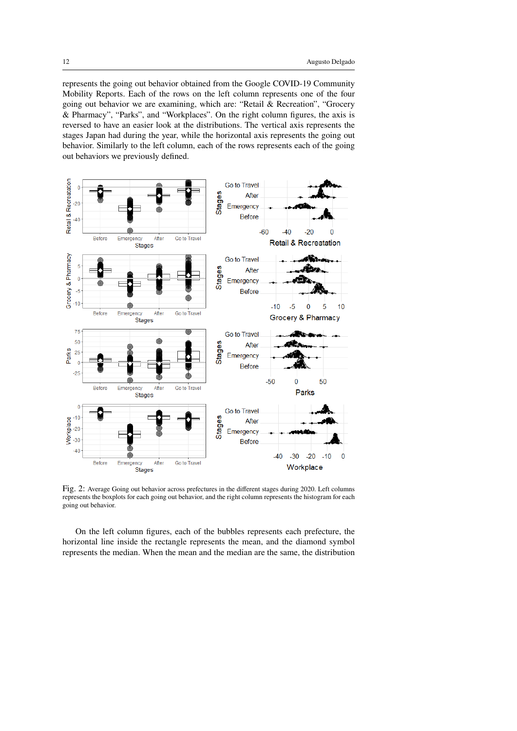represents the going out behavior obtained from the Google COVID-19 Community Mobility Reports. Each of the rows on the left column represents one of the four going out behavior we are examining, which are: “Retail & Recreation”, “Grocery & Pharmacy”, “Parks”, and “Workplaces”. On the right column figures, the axis is reversed to have an easier look at the distributions. The vertical axis represents the stages Japan had during the year, while the horizontal axis represents the going out behavior. Similarly to the left column, each of the rows represents each of the going out behaviors we previously defined.

Fig. 2: Average Going out behavior across prefectures in the different stages during 2020. Left columns represents the boxplots for each going out behavior, and the right column represents the histogram for each going out behavior.

On the left column figures, each of the bubbles represents each prefecture, the horizontal line inside the rectangle represents the mean, and the diamond symbol represents the median. When the mean and the median are the same, the distribution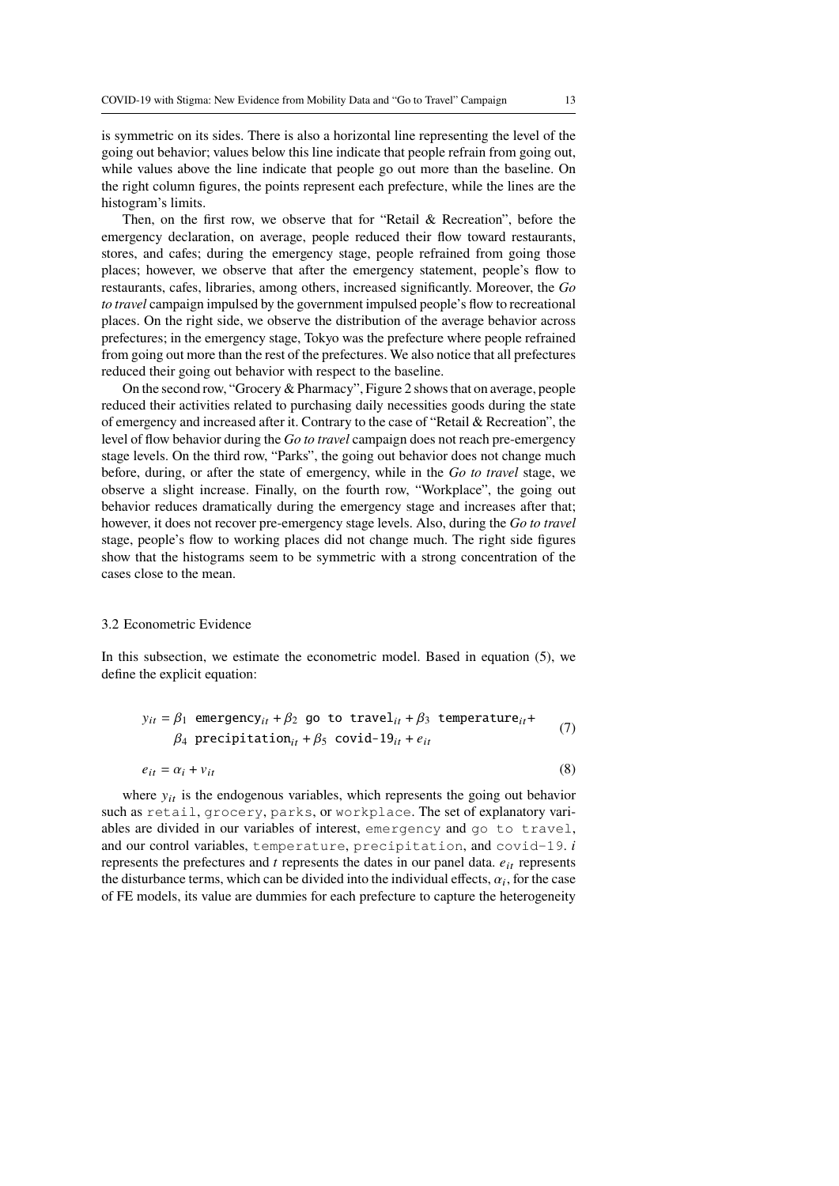is symmetric on its sides. There is also a horizontal line representing the level of the going out behavior; values below this line indicate that people refrain from going out, while values above the line indicate that people go out more than the baseline. On the right column figures, the points represent each prefecture, while the lines are the histogram's limits.

Then, on the first row, we observe that for "Retail & Recreation", before the emergency declaration, on average, people reduced their flow toward restaurants, stores, and cafes; during the emergency stage, people refrained from going those places; however, we observe that after the emergency statement, people's flow to restaurants, cafes, libraries, among others, increased significantly. Moreover, the *Go to travel* campaign impulsed by the government impulsed people's flow to recreational places. On the right side, we observe the distribution of the average behavior across prefectures; in the emergency stage, Tokyo was the prefecture where people refrained from going out more than the rest of the prefectures. We also notice that all prefectures reduced their going out behavior with respect to the baseline.

On the second row, "Grocery & Pharmacy", Figure 2 shows that on average, people reduced their activities related to purchasing daily necessities goods during the state of emergency and increased after it. Contrary to the case of "Retail & Recreation", the level of flow behavior during the *Go to travel* campaign does not reach pre-emergency stage levels. On the third row, "Parks", the going out behavior does not change much before, during, or after the state of emergency, while in the *Go to travel* stage, we observe a slight increase. Finally, on the fourth row, "Workplace", the going out behavior reduces dramatically during the emergency stage and increases after that; however, it does not recover pre-emergency stage levels. Also, during the *Go to travel* stage, people's flow to working places did not change much. The right side figures show that the histograms seem to be symmetric with a strong concentration of the cases close to the mean.

### 3.2 Econometric Evidence

In this subsection, we estimate the econometric model. Based in equation (5), we define the explicit equation:

$$y_{it} = \beta_1 \; \texttt{emergency}_{it} + \beta_2 \; \texttt{go to travel}_{it} + \beta_3 \; \texttt{temperature}_{it} + \beta_4 \; \texttt{precipitation}_{it} + \beta_5 \; \texttt{covid-19}_{it} + e_{it} \tag{7}$$

$$e_{it} = \alpha_i + v_{it} \tag{8}$$

where $y_{it}$ is the endogenous variables, which represents the going out behavior such as `retail`, `grocery`, `parks`, or `workplace`. The set of explanatory variables are divided in our variables of interest, `emergency` and `go to travel`, and our control variables, `temperature`, `precipitation`, and `covid-19`. $i$ represents the prefectures and $t$ represents the dates in our panel data. $e_{it}$ represents the disturbance terms, which can be divided into the individual effects, $\alpha_i$, for the case of FE models, its value are dummies for each prefecture to capture the heterogeneity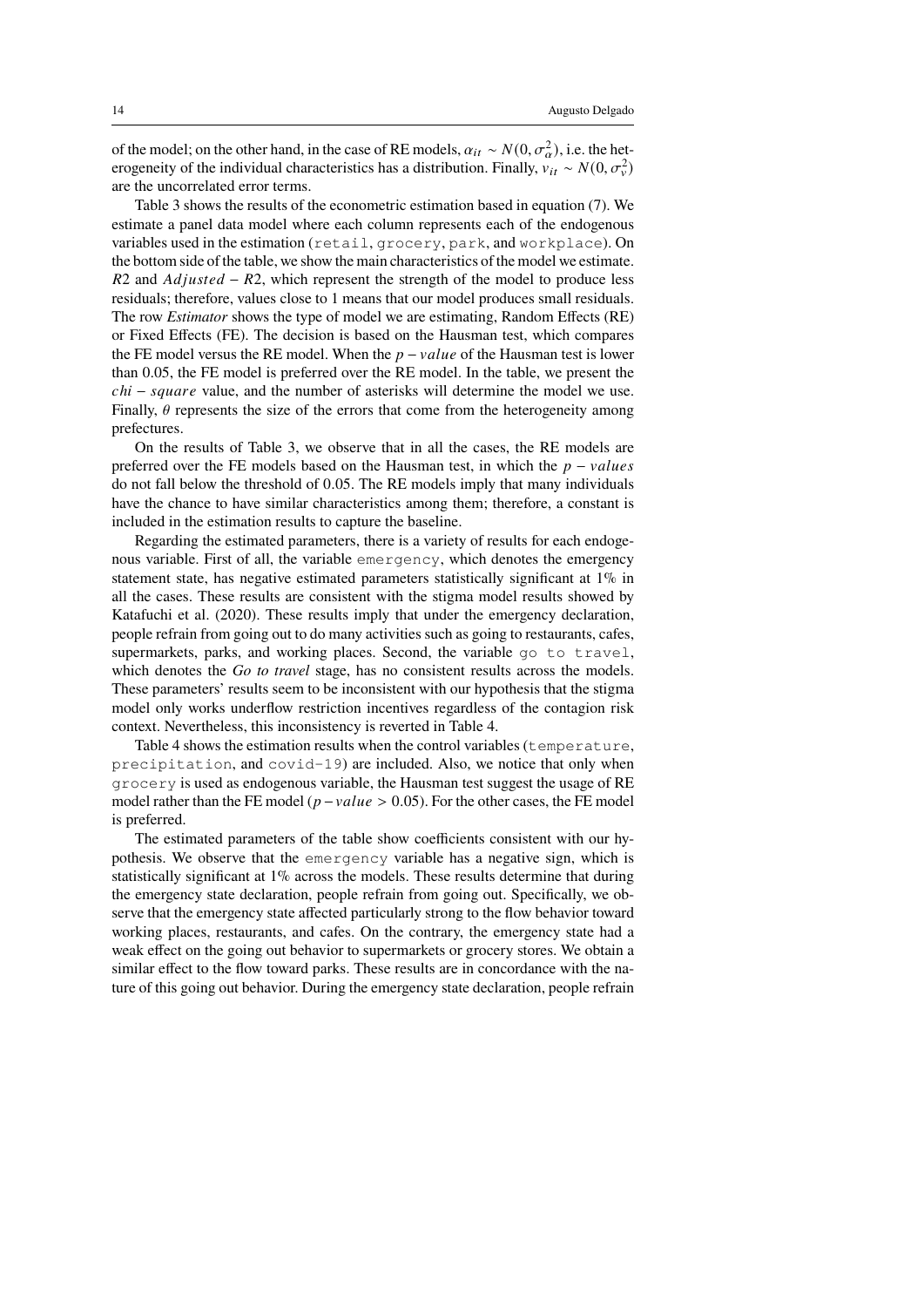of the model; on the other hand, in the case of RE models, $\alpha_{it} \sim N(0, \sigma_\alpha^2)$, i.e. the heterogeneity of the individual characteristics has a distribution. Finally, $v_{it} \sim N(0, \sigma_v^2)$ are the uncorrelated error terms.

Table 3 shows the results of the econometric estimation based in equation (7). We estimate a panel data model where each column represents each of the endogenous variables used in the estimation (`retail`, `grocery`, `park`, and `workplace`). On the bottom side of the table, we show the main characteristics of the model we estimate. $R2$ and $Adjusted-R2$, which represent the strength of the model to produce less residuals; therefore, values close to 1 means that our model produces small residuals. The row *Estimator* shows the type of model we are estimating, Random Effects (RE) or Fixed Effects (FE). The decision is based on the Hausman test, which compares the FE model versus the RE model. When the $p-value$ of the Hausman test is lower than 0.05, the FE model is preferred over the RE model. In the table, we present the $chi-square$ value, and the number of asterisks will determine the model we use. Finally, $\theta$ represents the size of the errors that come from the heterogeneity among prefectures.

On the results of Table 3, we observe that in all the cases, the RE models are preferred over the FE models based on the Hausman test, in which the $p-values$ do not fall below the threshold of 0.05. The RE models imply that many individuals have the chance to have similar characteristics among them; therefore, a constant is included in the estimation results to capture the baseline.

Regarding the estimated parameters, there is a variety of results for each endogenous variable. First of all, the variable `emergency`, which denotes the emergency statement state, has negative estimated parameters statistically significant at 1% in all the cases. These results are consistent with the stigma model results showed by Katafuchi et al. (2020). These results imply that under the emergency declaration, people refrain from going out to do many activities such as going to restaurants, cafes, supermarkets, parks, and working places. Second, the variable `go to travel`, which denotes the *Go to travel* stage, has no consistent results across the models. These parameters' results seem to be inconsistent with our hypothesis that the stigma model only works underflow restriction incentives regardless of the contagion risk context. Nevertheless, this inconsistency is reverted in Table 4.

Table 4 shows the estimation results when the control variables (`temperature`, `precipitation`, and `covid-19`) are included. Also, we notice that only when `grocery` is used as endogenous variable, the Hausman test suggest the usage of RE model rather than the FE model ($p-value > 0.05$). For the other cases, the FE model is preferred.

The estimated parameters of the table show coefficients consistent with our hypothesis. We observe that the `emergency` variable has a negative sign, which is statistically significant at 1% across the models. These results determine that during the emergency state declaration, people refrain from going out. Specifically, we observe that the emergency state affected particularly strong to the flow behavior toward working places, restaurants, and cafes. On the contrary, the emergency state had a weak effect on the going out behavior to supermarkets or grocery stores. We obtain a similar effect to the flow toward parks. These results are in concordance with the nature of this going out behavior. During the emergency state declaration, people refrain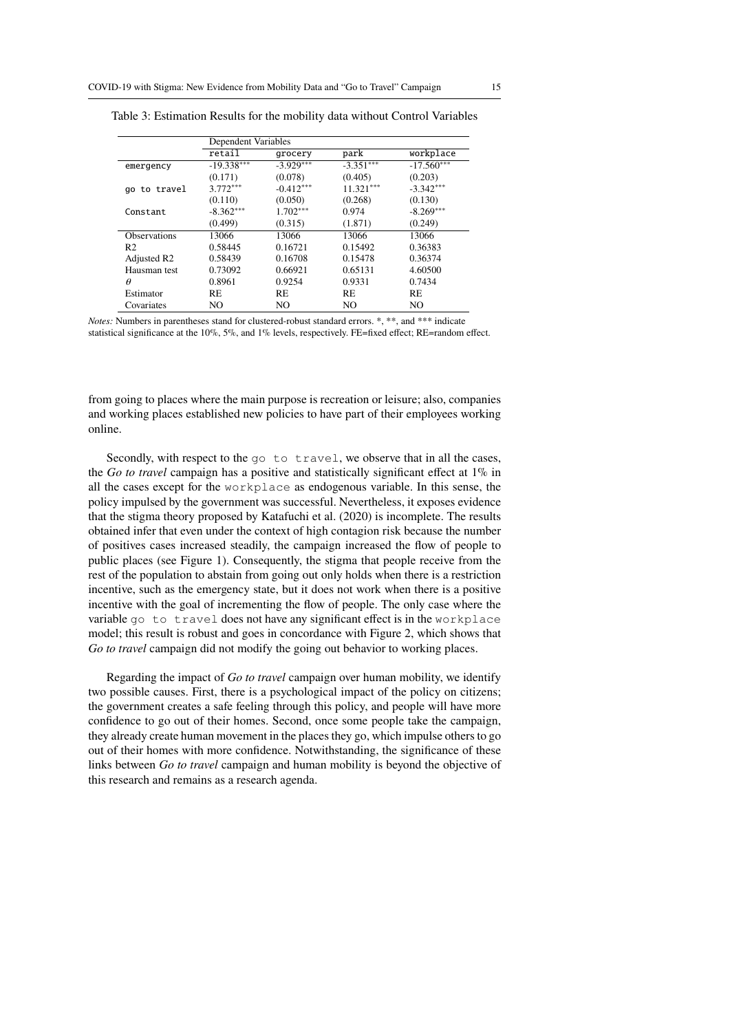Table 3: Estimation Results for the mobility data without Control Variables

| | Dependent Variables | | | |
|---|---|---|---|---|
| | `retail` | `grocery` | `park` | `workplace` |
| `emergency` | -19.338*** | -3.929*** | -3.351*** | -17.560*** |
| | (0.171) | (0.078) | (0.405) | (0.203) |
| `go to travel` | 3.772*** | -0.412*** | 11.321*** | -3.342*** |
| | (0.110) | (0.050) | (0.268) | (0.130) |
| `Constant` | -8.362*** | 1.702*** | 0.974 | -8.269*** |
| | (0.499) | (0.315) | (1.871) | (0.249) |
| Observations | 13066 | 13066 | 13066 | 13066 |
| R2 | 0.58445 | 0.16721 | 0.15492 | 0.36383 |
| Adjusted R2 | 0.58439 | 0.16708 | 0.15478 | 0.36374 |
| Hausman test | 0.73092 | 0.66921 | 0.65131 | 4.60500 |
| $\theta$ | 0.8961 | 0.9254 | 0.9331 | 0.7434 |
| Estimator | RE | RE | RE | RE |
| Covariates | NO | NO | NO | NO |

*Notes:* Numbers in parentheses stand for clustered-robust standard errors. *, **, and *** indicate statistical significance at the 10%, 5%, and 1% levels, respectively. FE=fixed effect; RE=random effect.

from going to places where the main purpose is recreation or leisure; also, companies and working places established new policies to have part of their employees working online.

Secondly, with respect to the `go to travel`, we observe that in all the cases, the *Go to travel* campaign has a positive and statistically significant effect at 1% in all the cases except for the `workplace` as endogenous variable. In this sense, the policy impulsed by the government was successful. Nevertheless, it exposes evidence that the stigma theory proposed by Katafuchi et al. (2020) is incomplete. The results obtained infer that even under the context of high contagion risk because the number of positives cases increased steadily, the campaign increased the flow of people to public places (see Figure 1). Consequently, the stigma that people receive from the rest of the population to abstain from going out only holds when there is a restriction incentive, such as the emergency state, but it does not work when there is a positive incentive with the goal of incrementing the flow of people. The only case where the variable `go to travel` does not have any significant effect is in the `workplace` model; this result is robust and goes in concordance with Figure 2, which shows that *Go to travel* campaign did not modify the going out behavior to working places.

Regarding the impact of *Go to travel* campaign over human mobility, we identify two possible causes. First, there is a psychological impact of the policy on citizens; the government creates a safe feeling through this policy, and people will have more confidence to go out of their homes. Second, once some people take the campaign, they already create human movement in the places they go, which impulse others to go out of their homes with more confidence. Notwithstanding, the significance of these links between *Go to travel* campaign and human mobility is beyond the objective of this research and remains as a research agenda.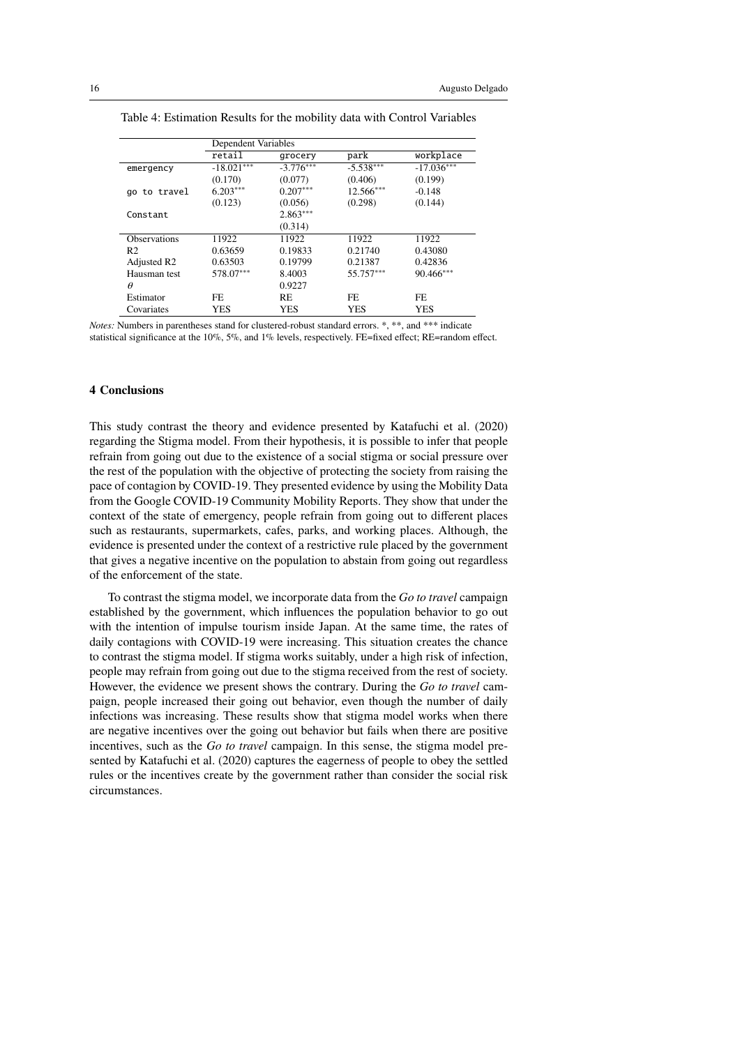Table 4: Estimation Results for the mobility data with Control Variables

| | Dependent Variables | | | |
|---|---|---|---|---|
| | retail | grocery | park | workplace |
| emergency | -18.021*** | -3.776*** | -5.538*** | -17.036*** |
| | (0.170) | (0.077) | (0.406) | (0.199) |
| go to travel | 6.203*** | 0.207*** | 12.566*** | -0.148 |
| | (0.123) | (0.056) | (0.298) | (0.144) |
| Constant | | 2.863*** | | |
| | | (0.314) | | |
| Observations | 11922 | 11922 | 11922 | 11922 |
| R2 | 0.63659 | 0.19833 | 0.21740 | 0.43080 |
| Adjusted R2 | 0.63503 | 0.19799 | 0.21387 | 0.42836 |
| Hausman test | 578.07*** | 8.4003 | 55.757*** | 90.466*** |
| $\theta$ | | 0.9227 | | |
| Estimator | FE | RE | FE | FE |
| Covariates | YES | YES | YES | YES |

*Notes:* Numbers in parentheses stand for clustered-robust standard errors. *, **, and *** indicate statistical significance at the 10%, 5%, and 1% levels, respectively. FE=fixed effect; RE=random effect.

## 4 Conclusions

This study contrast the theory and evidence presented by Katafuchi et al. (2020) regarding the Stigma model. From their hypothesis, it is possible to infer that people refrain from going out due to the existence of a social stigma or social pressure over the rest of the population with the objective of protecting the society from raising the pace of contagion by COVID-19. They presented evidence by using the Mobility Data from the Google COVID-19 Community Mobility Reports. They show that under the context of the state of emergency, people refrain from going out to different places such as restaurants, supermarkets, cafes, parks, and working places. Although, the evidence is presented under the context of a restrictive rule placed by the government that gives a negative incentive on the population to abstain from going out regardless of the enforcement of the state.

To contrast the stigma model, we incorporate data from the *Go to travel* campaign established by the government, which influences the population behavior to go out with the intention of impulse tourism inside Japan. At the same time, the rates of daily contagions with COVID-19 were increasing. This situation creates the chance to contrast the stigma model. If stigma works suitably, under a high risk of infection, people may refrain from going out due to the stigma received from the rest of society. However, the evidence we present shows the contrary. During the *Go to travel* campaign, people increased their going out behavior, even though the number of daily infections was increasing. These results show that stigma model works when there are negative incentives over the going out behavior but fails when there are positive incentives, such as the *Go to travel* campaign. In this sense, the stigma model presented by Katafuchi et al. (2020) captures the eagerness of people to obey the settled rules or the incentives create by the government rather than consider the social risk circumstances.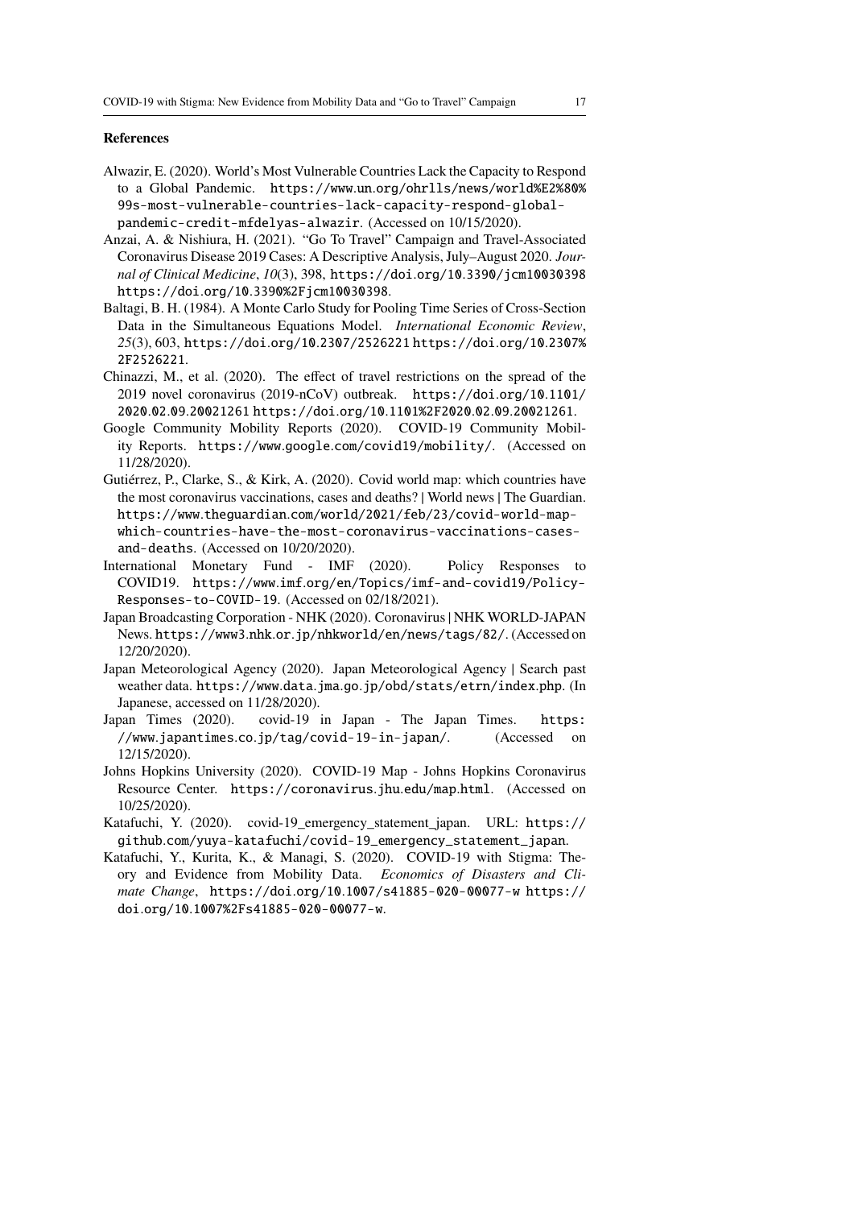## References

Alwazir, E. (2020). World's Most Vulnerable Countries Lack the Capacity to Respond to a Global Pandemic. https://www.un.org/ohrlls/news/world%E2%80%99s-most-vulnerable-countries-lack-capacity-respond-global-pandemic-credit-mfdelyas-alwazir. (Accessed on 10/15/2020).

Anzai, A. & Nishiura, H. (2021). "Go To Travel" Campaign and Travel-Associated Coronavirus Disease 2019 Cases: A Descriptive Analysis, July–August 2020. *Journal of Clinical Medicine*, *10*(3), 398, https://doi.org/10.3390/jcm10030398 https://doi.org/10.3390%2Fjcm10030398.

Baltagi, B. H. (1984). A Monte Carlo Study for Pooling Time Series of Cross-Section Data in the Simultaneous Equations Model. *International Economic Review*, *25*(3), 603, https://doi.org/10.2307/2526221 https://doi.org/10.2307%2F2526221.

Chinazzi, M., et al. (2020). The effect of travel restrictions on the spread of the 2019 novel coronavirus (2019-nCoV) outbreak. https://doi.org/10.1101/2020.02.09.20021261 https://doi.org/10.1101%2F2020.02.09.20021261.

Google Community Mobility Reports (2020). COVID-19 Community Mobility Reports. https://www.google.com/covid19/mobility/. (Accessed on 11/28/2020).

Gutiérrez, P., Clarke, S., & Kirk, A. (2020). Covid world map: which countries have the most coronavirus vaccinations, cases and deaths? | World news | The Guardian. https://www.theguardian.com/world/2021/feb/23/covid-world-map-which-countries-have-the-most-coronavirus-vaccinations-cases-and-deaths. (Accessed on 10/20/2020).

International Monetary Fund - IMF (2020). Policy Responses to COVID19. https://www.imf.org/en/Topics/imf-and-covid19/Policy-Responses-to-COVID-19. (Accessed on 02/18/2021).

Japan Broadcasting Corporation - NHK (2020). Coronavirus | NHK WORLD-JAPAN News. https://www3.nhk.or.jp/nhkworld/en/news/tags/82/. (Accessed on 12/20/2020).

Japan Meteorological Agency (2020). Japan Meteorological Agency | Search past weather data. https://www.data.jma.go.jp/obd/stats/etrn/index.php. (In Japanese, accessed on 11/28/2020).

Japan Times (2020). covid-19 in Japan - The Japan Times. https://www.japantimes.co.jp/tag/covid-19-in-japan/. (Accessed on 12/15/2020).

Johns Hopkins University (2020). COVID-19 Map - Johns Hopkins Coronavirus Resource Center. https://coronavirus.jhu.edu/map.html. (Accessed on 10/25/2020).

Katafuchi, Y. (2020). covid-19_emergency_statement_japan. URL: https://github.com/yuya-katafuchi/covid-19_emergency_statement_japan.

Katafuchi, Y., Kurita, K., & Managi, S. (2020). COVID-19 with Stigma: Theory and Evidence from Mobility Data. *Economics of Disasters and Climate Change*, https://doi.org/10.1007/s41885-020-00077-w https://doi.org/10.1007%2Fs41885-020-00077-w.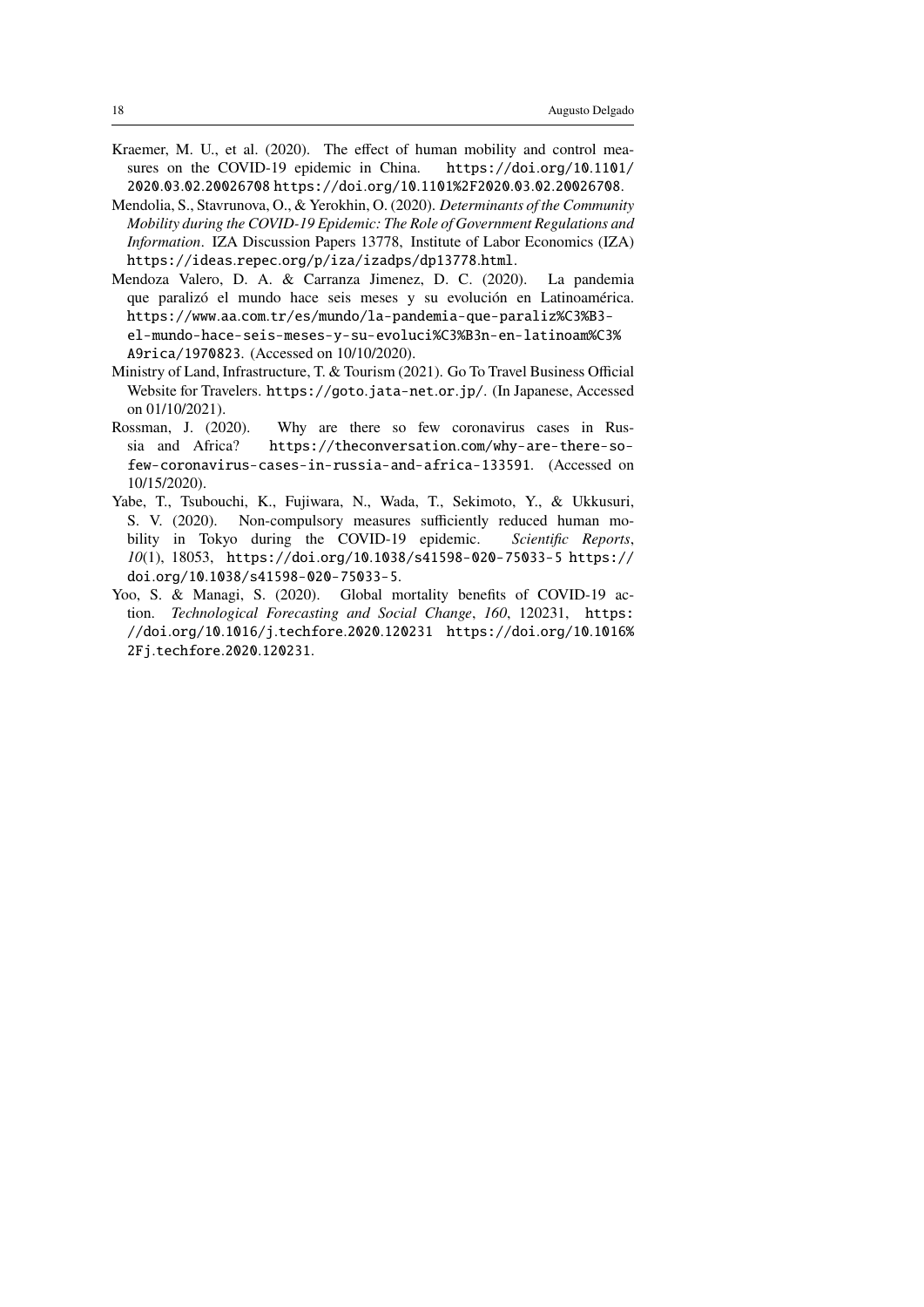Kraemer, M. U., et al. (2020). The effect of human mobility and control measures on the COVID-19 epidemic in China. https://doi.org/10.1101/2020.03.02.20026708 https://doi.org/10.1101%2F2020.03.02.20026708.

Mendolia, S., Stavrunova, O., & Yerokhin, O. (2020). *Determinants of the Community Mobility during the COVID-19 Epidemic: The Role of Government Regulations and Information*. IZA Discussion Papers 13778, Institute of Labor Economics (IZA) https://ideas.repec.org/p/iza/izadps/dp13778.html.

Mendoza Valero, D. A. & Carranza Jimenez, D. C. (2020). La pandemia que paralizó el mundo hace seis meses y su evolución en Latinoamérica. https://www.aa.com.tr/es/mundo/la-pandemia-que-paraliz%C3%B3-el-mundo-hace-seis-meses-y-su-evoluci%C3%B3n-en-latinoam%C3%A9rica/1970823. (Accessed on 10/10/2020).

Ministry of Land, Infrastructure, T. & Tourism (2021). Go To Travel Business Official Website for Travelers. https://goto.jata-net.or.jp/. (In Japanese, Accessed on 01/10/2021).

Rossman, J. (2020). Why are there so few coronavirus cases in Russia and Africa? https://theconversation.com/why-are-there-so-few-coronavirus-cases-in-russia-and-africa-133591. (Accessed on 10/15/2020).

Yabe, T., Tsubouchi, K., Fujiwara, N., Wada, T., Sekimoto, Y., & Ukkusuri, S. V. (2020). Non-compulsory measures sufficiently reduced human mobility in Tokyo during the COVID-19 epidemic. *Scientific Reports*, *10*(1), 18053, https://doi.org/10.1038/s41598-020-75033-5 https://doi.org/10.1038/s41598-020-75033-5.

Yoo, S. & Managi, S. (2020). Global mortality benefits of COVID-19 action. *Technological Forecasting and Social Change*, *160*, 120231, https://doi.org/10.1016/j.techfore.2020.120231 https://doi.org/10.1016%2Fj.techfore.2020.120231.